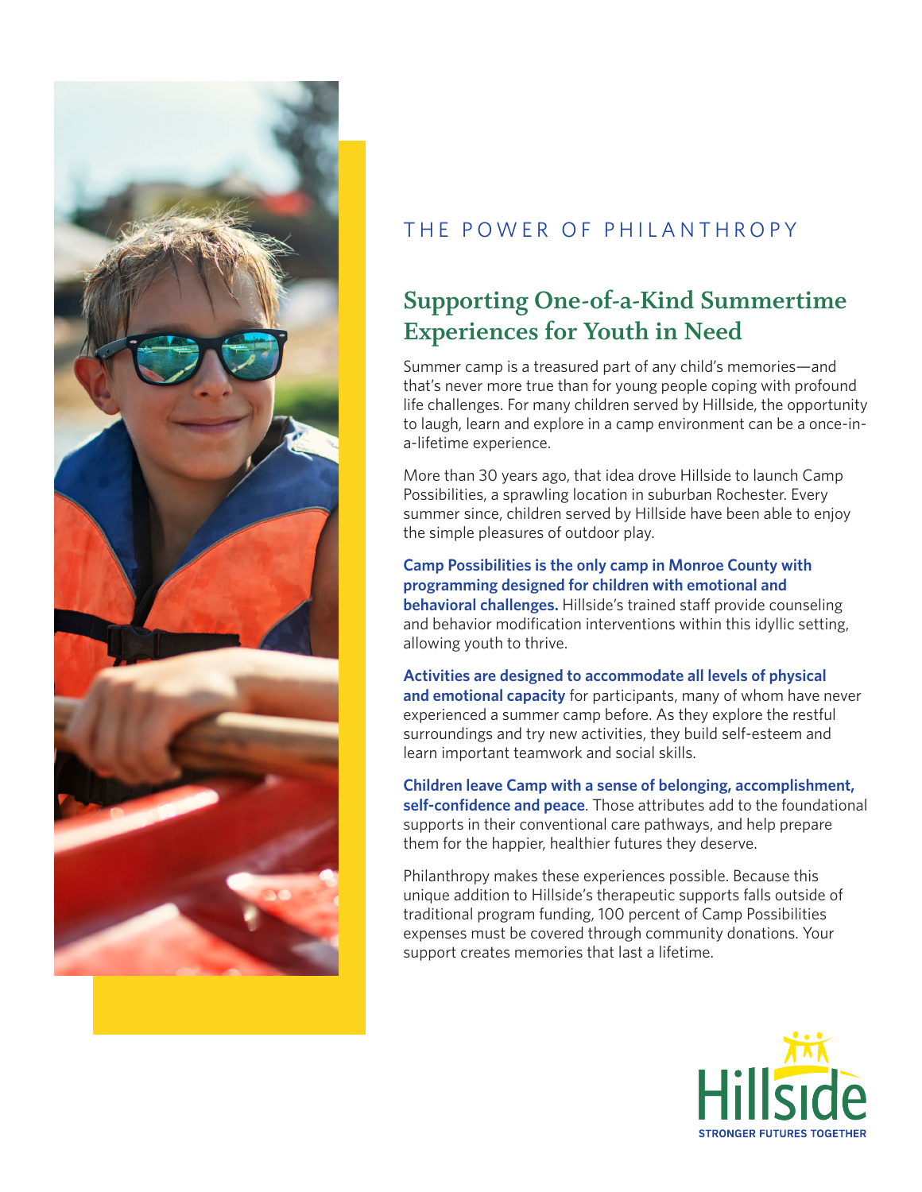THE POWER OF PHILANTHROPY

# Supporting One-of-a-Kind Summertime Experiences for Youth in Need

Summer camp is a treasured part of any child's memories—and that's never more true than for young people coping with profound life challenges. For many children served by Hillside, the opportunity to laugh, learn and explore in a camp environment can be a once-in-a-lifetime experience.

More than 30 years ago, that idea drove Hillside to launch Camp Possibilities, a sprawling location in suburban Rochester. Every summer since, children served by Hillside have been able to enjoy the simple pleasures of outdoor play.

**Camp Possibilities is the only camp in Monroe County with programming designed for children with emotional and behavioral challenges.** Hillside's trained staff provide counseling and behavior modification interventions within this idyllic setting, allowing youth to thrive.

**Activities are designed to accommodate all levels of physical and emotional capacity** for participants, many of whom have never experienced a summer camp before. As they explore the restful surroundings and try new activities, they build self-esteem and learn important teamwork and social skills.

**Children leave Camp with a sense of belonging, accomplishment, self-confidence and peace**. Those attributes add to the foundational supports in their conventional care pathways, and help prepare them for the happier, healthier futures they deserve.

Philanthropy makes these experiences possible. Because this unique addition to Hillside's therapeutic supports falls outside of traditional program funding, 100 percent of Camp Possibilities expenses must be covered through community donations. Your support creates memories that last a lifetime.

Hillside

STRONGER FUTURES TOGETHER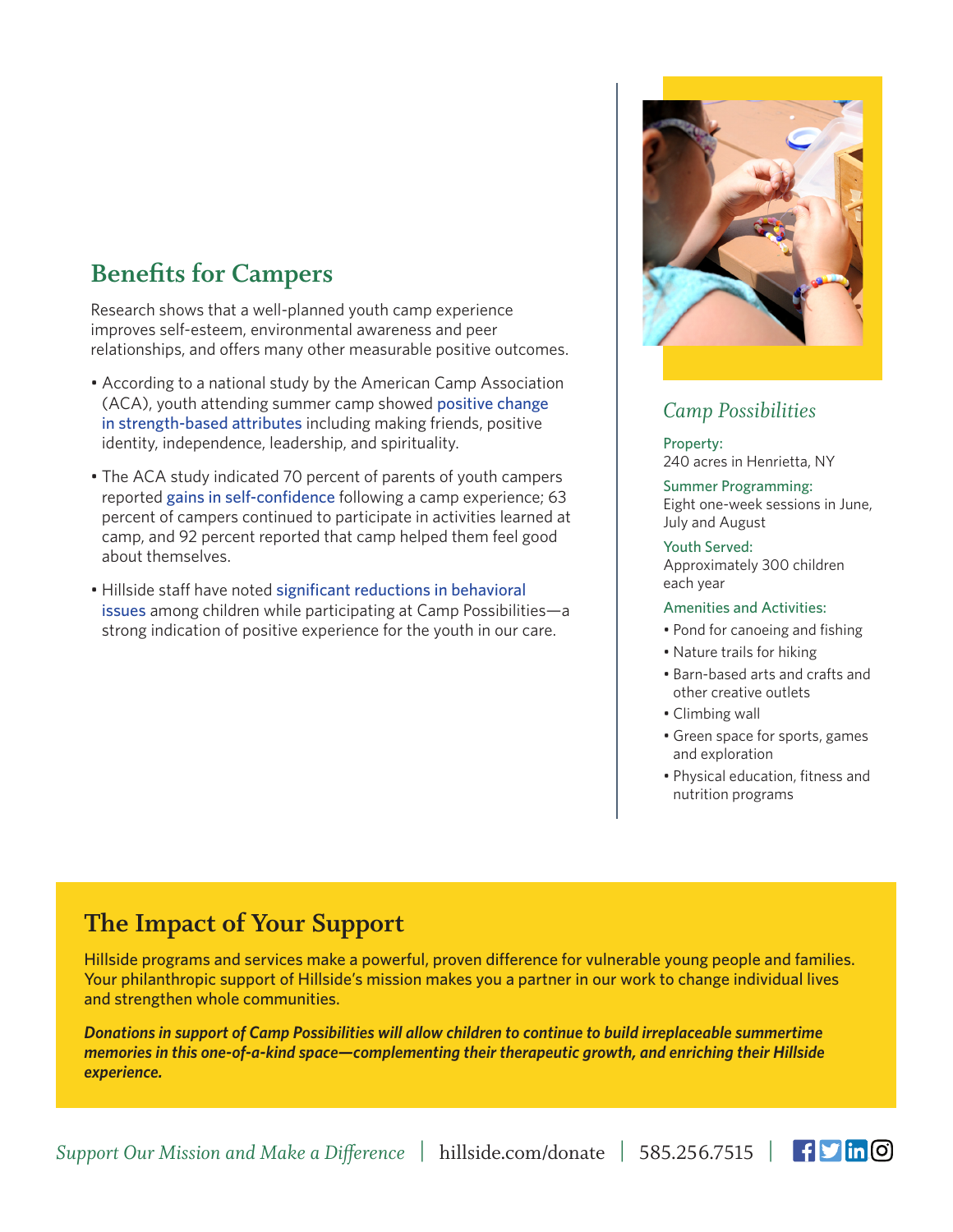## Benefits for Campers

Research shows that a well-planned youth camp experience improves self-esteem, environmental awareness and peer relationships, and offers many other measurable positive outcomes.

- According to a national study by the American Camp Association (ACA), youth attending summer camp showed positive change in strength-based attributes including making friends, positive identity, independence, leadership, and spirituality.
- The ACA study indicated 70 percent of parents of youth campers reported gains in self-confidence following a camp experience; 63 percent of campers continued to participate in activities learned at camp, and 92 percent reported that camp helped them feel good about themselves.
- Hillside staff have noted significant reductions in behavioral issues among children while participating at Camp Possibilities—a strong indication of positive experience for the youth in our care.

### *Camp Possibilities*

**Property:**
240 acres in Henrietta, NY

**Summer Programming:**
Eight one-week sessions in June, July and August

**Youth Served:**
Approximately 300 children each year

**Amenities and Activities:**

- Pond for canoeing and fishing
- Nature trails for hiking
- Barn-based arts and crafts and other creative outlets
- Climbing wall
- Green space for sports, games and exploration
- Physical education, fitness and nutrition programs

## The Impact of Your Support

Hillside programs and services make a powerful, proven difference for vulnerable young people and families. Your philanthropic support of Hillside's mission makes you a partner in our work to change individual lives and strengthen whole communities.

***Donations in support of Camp Possibilities will allow children to continue to build irreplaceable summertime memories in this one-of-a-kind space—complementing their therapeutic growth, and enriching their Hillside experience.***

*Support Our Mission and Make a Difference* | hillside.com/donate | 585.256.7515